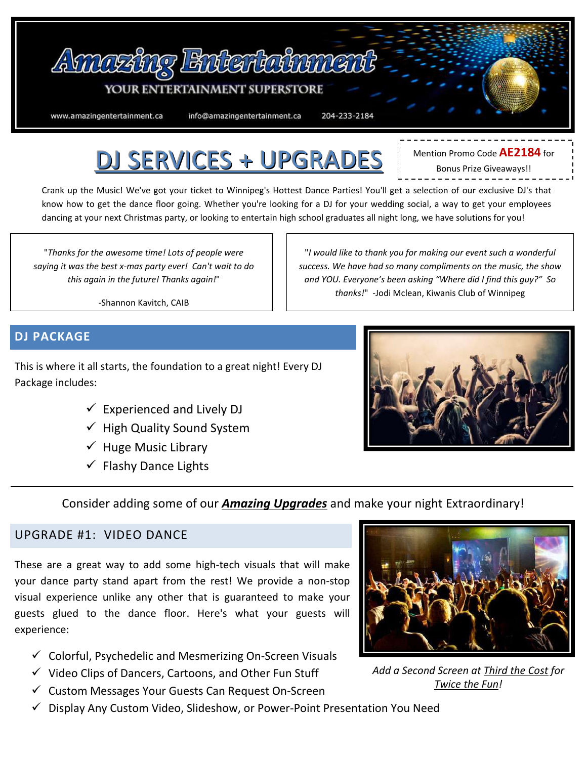# Amazing Entertainment

YOUR ENTERTAINMENT SUPERSTORE

www.amazingentertainment.ca info@amazingentertainment.ca 204-233-2184

# DJ SERVICES + UPGRADES

Mention Promo Code **AE2184** for Bonus Prize Giveaways!!

Crank up the Music! We've got your ticket to Winnipeg's Hottest Dance Parties! You'll get a selection of our exclusive DJ's that know how to get the dance floor going. Whether you're looking for a DJ for your wedding social, a way to get your employees dancing at your next Christmas party, or looking to entertain high school graduates all night long, we have solutions for you!

"*Thanks for the awesome time! Lots of people were saying it was the best x-mas party ever! Can't wait to do this again in the future! Thanks again!*"

-Shannon Kavitch, CAIB

"*I would like to thank you for making our event such a wonderful success. We have had so many compliments on the music, the show and YOU. Everyone's been asking "Where did I find this guy?" So thanks!*" -Jodi Mclean, Kiwanis Club of Winnipeg

## DJ PACKAGE

This is where it all starts, the foundation to a great night! Every DJ Package includes:

- ✓ Experienced and Lively DJ
- ✓ High Quality Sound System
- ✓ Huge Music Library
- ✓ Flashy Dance Lights

---

Consider adding some of our ***Amazing Upgrades*** and make your night Extraordinary!

## UPGRADE #1: VIDEO DANCE

These are a great way to add some high-tech visuals that will make your dance party stand apart from the rest! We provide a non-stop visual experience unlike any other that is guaranteed to make your guests glued to the dance floor. Here's what your guests will experience:

- ✓ Colorful, Psychedelic and Mesmerizing On-Screen Visuals
- ✓ Video Clips of Dancers, Cartoons, and Other Fun Stuff
- ✓ Custom Messages Your Guests Can Request On-Screen
- ✓ Display Any Custom Video, Slideshow, or Power-Point Presentation You Need

*Add a Second Screen at Third the Cost for Twice the Fun!*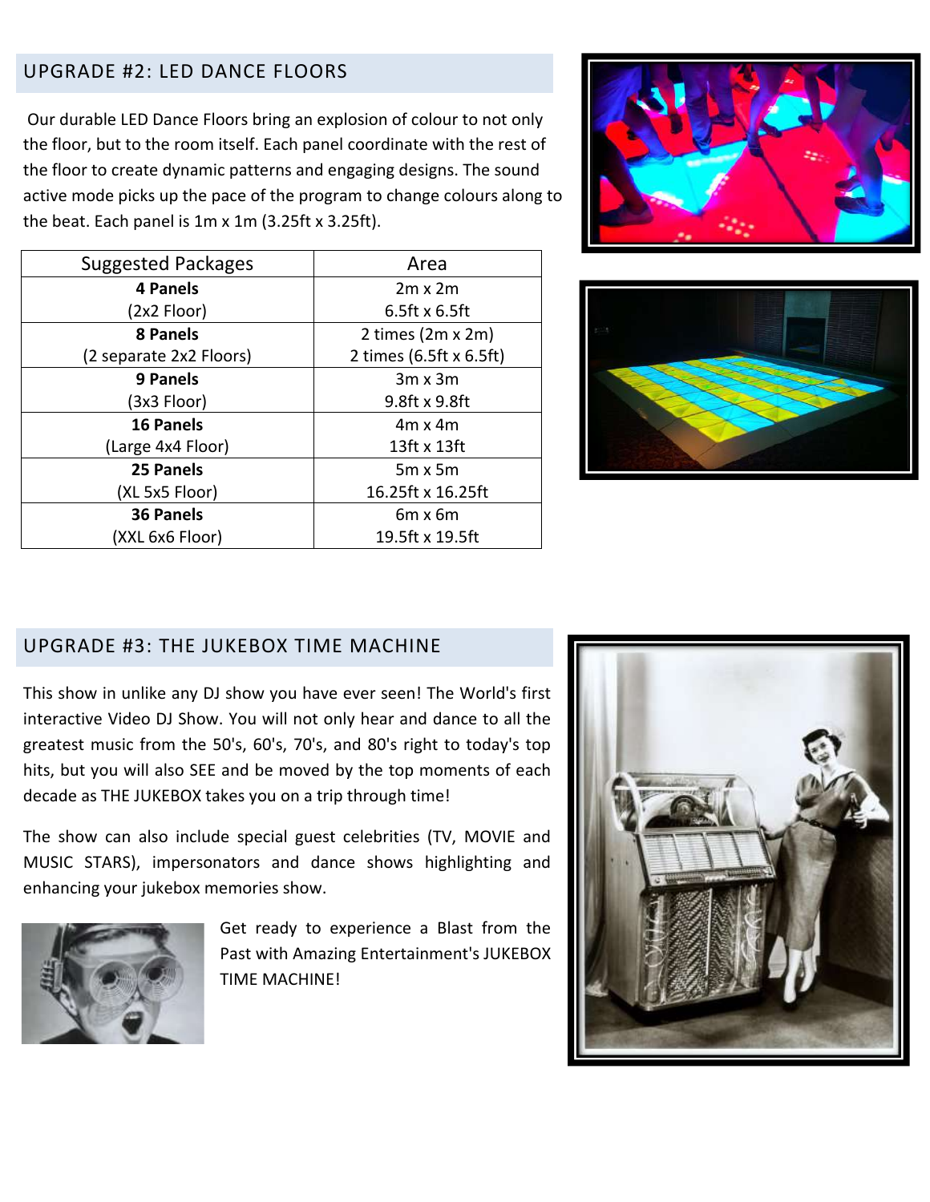## UPGRADE #2: LED DANCE FLOORS

Our durable LED Dance Floors bring an explosion of colour to not only the floor, but to the room itself. Each panel coordinate with the rest of the floor to create dynamic patterns and engaging designs. The sound active mode picks up the pace of the program to change colours along to the beat. Each panel is 1m x 1m (3.25ft x 3.25ft).

| Suggested Packages | Area |
|---|---|
| **4 Panels**<br>(2x2 Floor) | 2m x 2m<br>6.5ft x 6.5ft |
| **8 Panels**<br>(2 separate 2x2 Floors) | 2 times (2m x 2m)<br>2 times (6.5ft x 6.5ft) |
| **9 Panels**<br>(3x3 Floor) | 3m x 3m<br>9.8ft x 9.8ft |
| **16 Panels**<br>(Large 4x4 Floor) | 4m x 4m<br>13ft x 13ft |
| **25 Panels**<br>(XL 5x5 Floor) | 5m x 5m<br>16.25ft x 16.25ft |
| **36 Panels**<br>(XXL 6x6 Floor) | 6m x 6m<br>19.5ft x 19.5ft |

## UPGRADE #3: THE JUKEBOX TIME MACHINE

This show in unlike any DJ show you have ever seen! The World's first interactive Video DJ Show. You will not only hear and dance to all the greatest music from the 50's, 60's, 70's, and 80's right to today's top hits, but you will also SEE and be moved by the top moments of each decade as THE JUKEBOX takes you on a trip through time!

The show can also include special guest celebrities (TV, MOVIE and MUSIC STARS), impersonators and dance shows highlighting and enhancing your jukebox memories show.

Get ready to experience a Blast from the Past with Amazing Entertainment's JUKEBOX TIME MACHINE!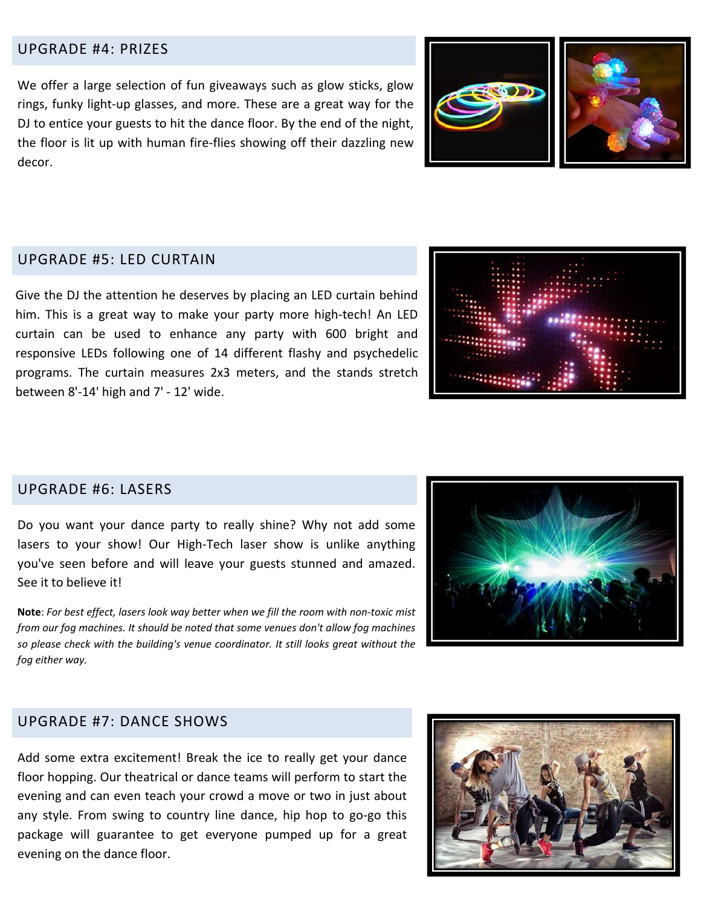## UPGRADE #4: PRIZES

We offer a large selection of fun giveaways such as glow sticks, glow rings, funky light-up glasses, and more. These are a great way for the DJ to entice your guests to hit the dance floor. By the end of the night, the floor is lit up with human fire-flies showing off their dazzling new decor.

## UPGRADE #5: LED CURTAIN

Give the DJ the attention he deserves by placing an LED curtain behind him. This is a great way to make your party more high-tech! An LED curtain can be used to enhance any party with 600 bright and responsive LEDs following one of 14 different flashy and psychedelic programs. The curtain measures 2x3 meters, and the stands stretch between 8'-14' high and 7' - 12' wide.

## UPGRADE #6: LASERS

Do you want your dance party to really shine? Why not add some lasers to your show! Our High-Tech laser show is unlike anything you've seen before and will leave your guests stunned and amazed. See it to believe it!

**Note**: *For best effect, lasers look way better when we fill the room with non-toxic mist from our fog machines. It should be noted that some venues don't allow fog machines so please check with the building's venue coordinator. It still looks great without the fog either way.*

## UPGRADE #7: DANCE SHOWS

Add some extra excitement! Break the ice to really get your dance floor hopping. Our theatrical or dance teams will perform to start the evening and can even teach your crowd a move or two in just about any style. From swing to country line dance, hip hop to go-go this package will guarantee to get everyone pumped up for a great evening on the dance floor.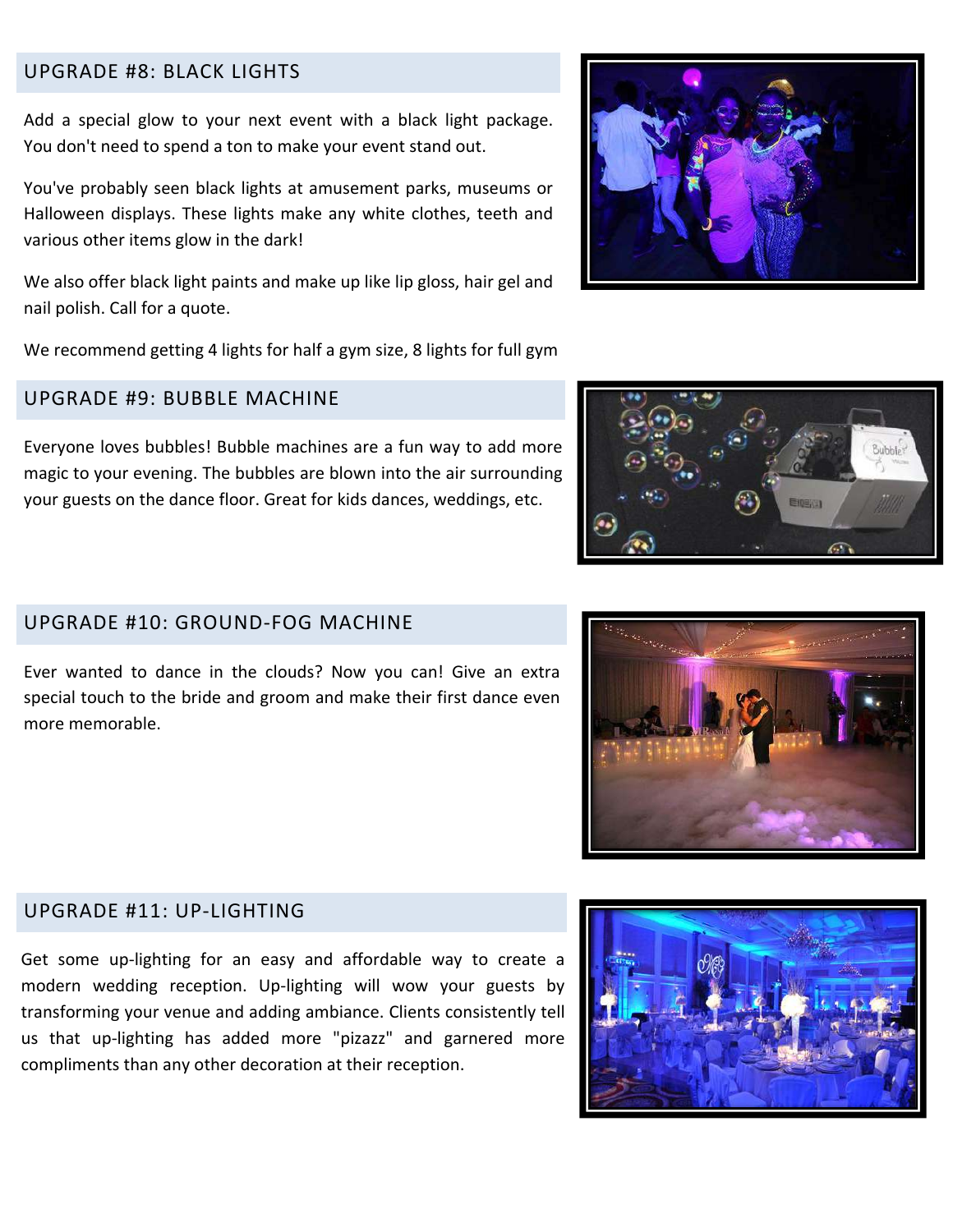## UPGRADE #8: BLACK LIGHTS

Add a special glow to your next event with a black light package. You don't need to spend a ton to make your event stand out.

You've probably seen black lights at amusement parks, museums or Halloween displays. These lights make any white clothes, teeth and various other items glow in the dark!

We also offer black light paints and make up like lip gloss, hair gel and nail polish. Call for a quote.

We recommend getting 4 lights for half a gym size, 8 lights for full gym

## UPGRADE #9: BUBBLE MACHINE

Everyone loves bubbles! Bubble machines are a fun way to add more magic to your evening. The bubbles are blown into the air surrounding your guests on the dance floor. Great for kids dances, weddings, etc.

## UPGRADE #10: GROUND-FOG MACHINE

Ever wanted to dance in the clouds? Now you can! Give an extra special touch to the bride and groom and make their first dance even more memorable.

## UPGRADE #11: UP-LIGHTING

Get some up-lighting for an easy and affordable way to create a modern wedding reception. Up-lighting will wow your guests by transforming your venue and adding ambiance. Clients consistently tell us that up-lighting has added more "pizazz" and garnered more compliments than any other decoration at their reception.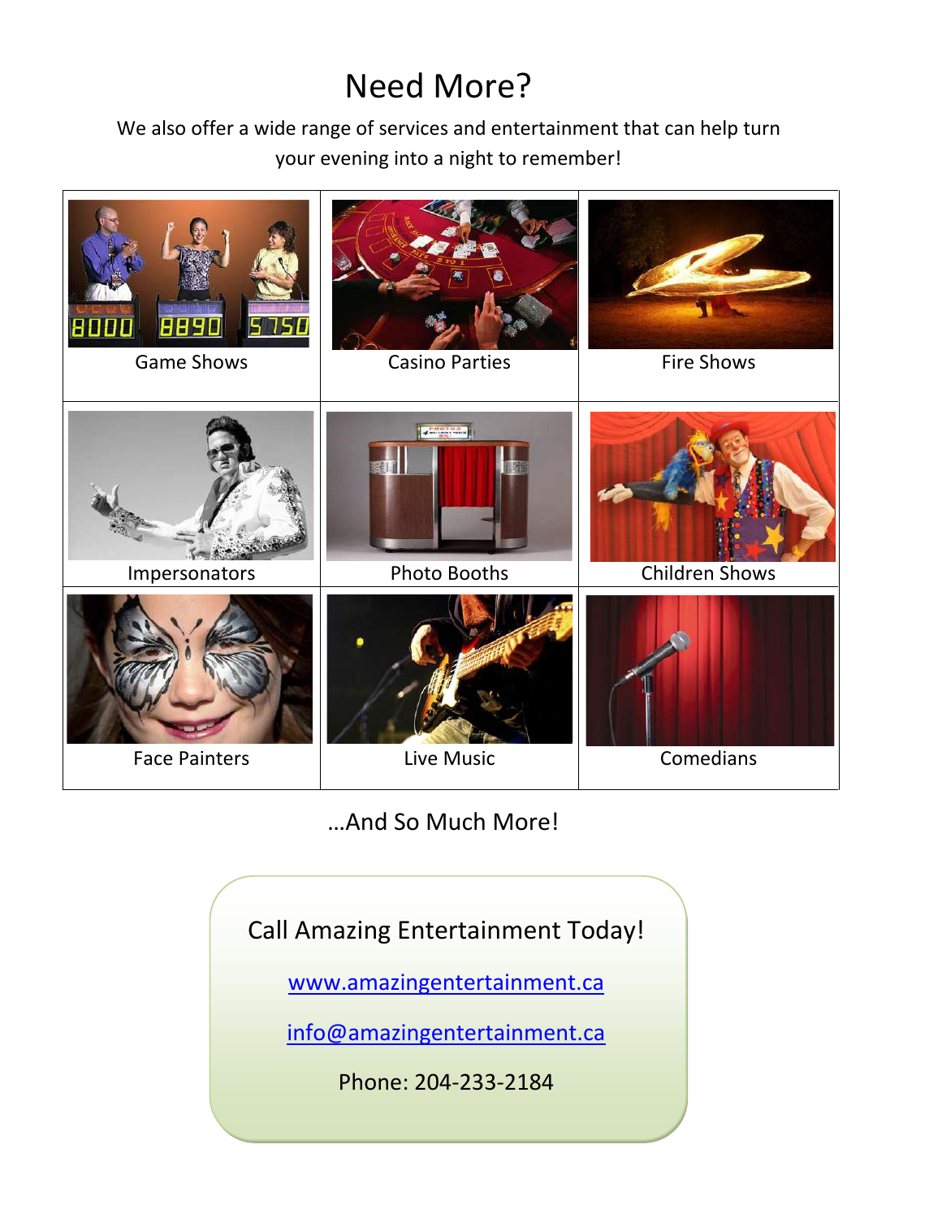# Need More?

We also offer a wide range of services and entertainment that can help turn your evening into a night to remember!

| | | |
|---|---|---|
| Game Shows | Casino Parties | Fire Shows |
| Impersonators | Photo Booths | Children Shows |
| Face Painters | Live Music | Comedians |

…And So Much More!

Call Amazing Entertainment Today!

www.amazingentertainment.ca

info@amazingentertainment.ca

Phone: 204-233-2184